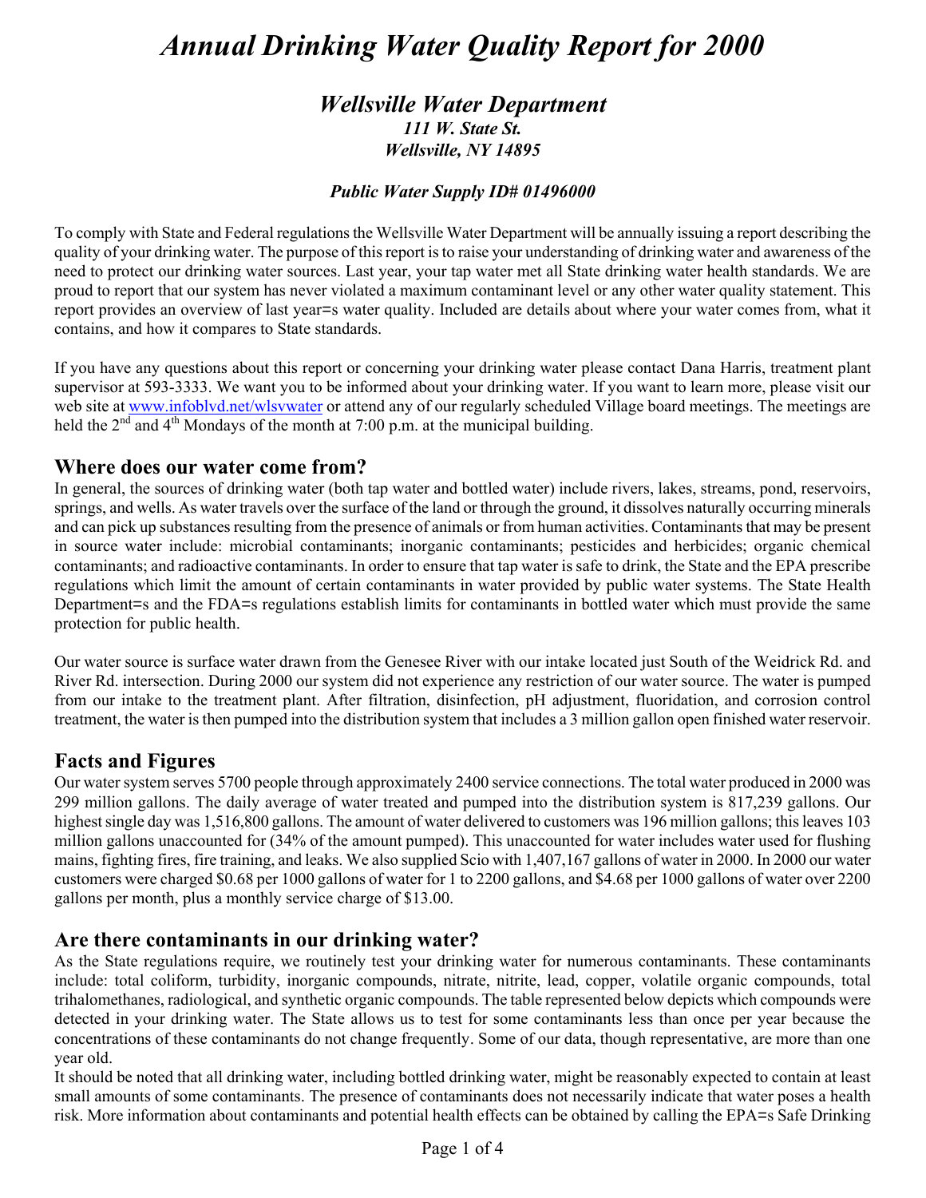# *Annual Drinking Water Quality Report for 2000*

## *Wellsville Water Department*

***111 W. State St.***
***Wellsville, NY 14895***

***Public Water Supply ID# 01496000***

To comply with State and Federal regulations the Wellsville Water Department will be annually issuing a report describing the quality of your drinking water. The purpose of this report is to raise your understanding of drinking water and awareness of the need to protect our drinking water sources. Last year, your tap water met all State drinking water health standards. We are proud to report that our system has never violated a maximum contaminant level or any other water quality statement. This report provides an overview of last year=s water quality. Included are details about where your water comes from, what it contains, and how it compares to State standards.

If you have any questions about this report or concerning your drinking water please contact Dana Harris, treatment plant supervisor at 593-3333. We want you to be informed about your drinking water. If you want to learn more, please visit our web site at [www.infoblvd.net/wlsvwater](www.infoblvd.net/wlsvwater) or attend any of our regularly scheduled Village board meetings. The meetings are held the 2nd and 4th Mondays of the month at 7:00 p.m. at the municipal building.

## Where does our water come from?

In general, the sources of drinking water (both tap water and bottled water) include rivers, lakes, streams, pond, reservoirs, springs, and wells. As water travels over the surface of the land or through the ground, it dissolves naturally occurring minerals and can pick up substances resulting from the presence of animals or from human activities. Contaminants that may be present in source water include: microbial contaminants; inorganic contaminants; pesticides and herbicides; organic chemical contaminants; and radioactive contaminants. In order to ensure that tap water is safe to drink, the State and the EPA prescribe regulations which limit the amount of certain contaminants in water provided by public water systems. The State Health Department=s and the FDA=s regulations establish limits for contaminants in bottled water which must provide the same protection for public health.

Our water source is surface water drawn from the Genesee River with our intake located just South of the Weidrick Rd. and River Rd. intersection. During 2000 our system did not experience any restriction of our water source. The water is pumped from our intake to the treatment plant. After filtration, disinfection, pH adjustment, fluoridation, and corrosion control treatment, the water is then pumped into the distribution system that includes a 3 million gallon open finished water reservoir.

## Facts and Figures

Our water system serves 5700 people through approximately 2400 service connections. The total water produced in 2000 was 299 million gallons. The daily average of water treated and pumped into the distribution system is 817,239 gallons. Our highest single day was 1,516,800 gallons. The amount of water delivered to customers was 196 million gallons; this leaves 103 million gallons unaccounted for (34% of the amount pumped). This unaccounted for water includes water used for flushing mains, fighting fires, fire training, and leaks. We also supplied Scio with 1,407,167 gallons of water in 2000. In 2000 our water customers were charged $0.68 per 1000 gallons of water for 1 to 2200 gallons, and $4.68 per 1000 gallons of water over 2200 gallons per month, plus a monthly service charge of $13.00.

## Are there contaminants in our drinking water?

As the State regulations require, we routinely test your drinking water for numerous contaminants. These contaminants include: total coliform, turbidity, inorganic compounds, nitrate, nitrite, lead, copper, volatile organic compounds, total trihalomethanes, radiological, and synthetic organic compounds. The table represented below depicts which compounds were detected in your drinking water. The State allows us to test for some contaminants less than once per year because the concentrations of these contaminants do not change frequently. Some of our data, though representative, are more than one year old.

It should be noted that all drinking water, including bottled drinking water, might be reasonably expected to contain at least small amounts of some contaminants. The presence of contaminants does not necessarily indicate that water poses a health risk. More information about contaminants and potential health effects can be obtained by calling the EPA=s Safe Drinking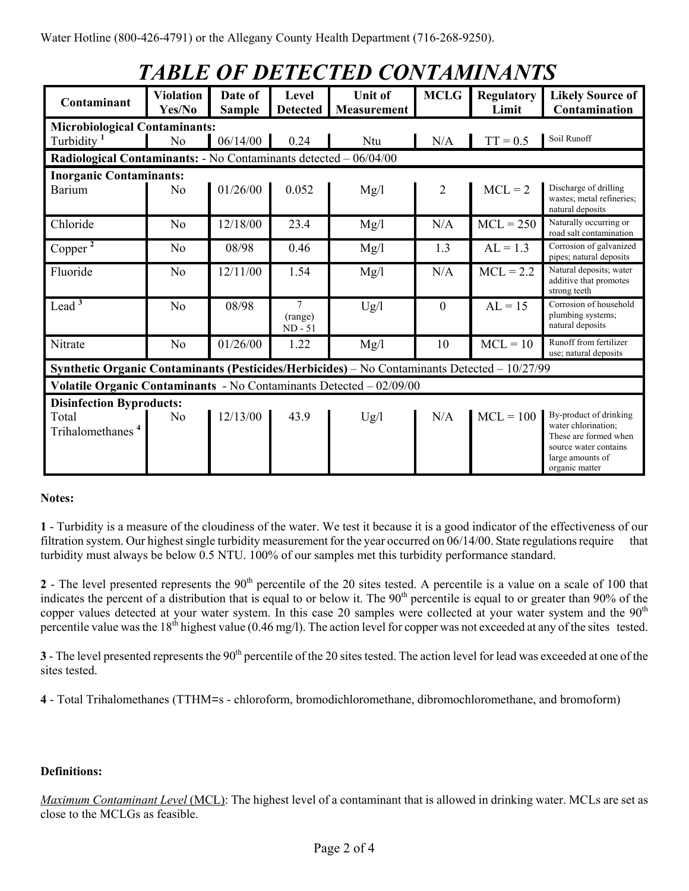Water Hotline (800-426-4791) or the Allegany County Health Department (716-268-9250).

# *TABLE OF DETECTED CONTAMINANTS*

| Contaminant | Violation Yes/No | Date of Sample | Level Detected | Unit of Measurement | MCLG | Regulatory Limit | Likely Source of Contamination |
|---|---|---|---|---|---|---|---|
| **Microbiological Contaminants:** | | | | | | | |
| Turbidity [1] | No | 06/14/00 | 0.24 | Ntu | N/A | TT = 0.5 | Soil Runoff |
| **Radiological Contaminants:** - No Contaminants detected – 06/04/00 | | | | | | | |
| **Inorganic Contaminants:** | | | | | | | |
| Barium | No | 01/26/00 | 0.052 | Mg/l | 2 | MCL = 2 | Discharge of drilling wastes; metal refineries; natural deposits |
| Chloride | No | 12/18/00 | 23.4 | Mg/l | N/A | MCL = 250 | Naturally occurring or road salt contamination |
| Copper [2] | No | 08/98 | 0.46 | Mg/l | 1.3 | AL = 1.3 | Corrosion of galvanized pipes; natural deposits |
| Fluoride | No | 12/11/00 | 1.54 | Mg/l | N/A | MCL = 2.2 | Natural deposits; water additive that promotes strong teeth |
| Lead [3] | No | 08/98 | 7 (range) ND - 51 | Ug/l | 0 | AL = 15 | Corrosion of household plumbing systems; natural deposits |
| Nitrate | No | 01/26/00 | 1.22 | Mg/l | 10 | MCL = 10 | Runoff from fertilizer use; natural deposits |
| **Synthetic Organic Contaminants (Pesticides/Herbicides)** – No Contaminants Detected – 10/27/99 | | | | | | | |
| **Volatile Organic Contaminants** - No Contaminants Detected – 02/09/00 | | | | | | | |
| **Disinfection Byproducts:** | | | | | | | |
| Total Trihalomethanes [4] | No | 12/13/00 | 43.9 | Ug/l | N/A | MCL = 100 | By-product of drinking water chlorination; These are formed when source water contains large amounts of organic matter |

**Notes:**

**1** - Turbidity is a measure of the cloudiness of the water. We test it because it is a good indicator of the effectiveness of our filtration system. Our highest single turbidity measurement for the year occurred on 06/14/00. State regulations require that turbidity must always be below 0.5 NTU. 100% of our samples met this turbidity performance standard.

**2** - The level presented represents the 90th percentile of the 20 sites tested. A percentile is a value on a scale of 100 that indicates the percent of a distribution that is equal to or below it. The 90th percentile is equal to or greater than 90% of the copper values detected at your water system. In this case 20 samples were collected at your water system and the 90th percentile value was the 18th highest value (0.46 mg/l). The action level for copper was not exceeded at any of the sites tested.

**3** - The level presented represents the 90th percentile of the 20 sites tested. The action level for lead was exceeded at one of the sites tested.

**4** - Total Trihalomethanes (TTHM=s - chloroform, bromodichloromethane, dibromochloromethane, and bromoform)

**Definitions:**

*Maximum Contaminant Level* (MCL): The highest level of a contaminant that is allowed in drinking water. MCLs are set as close to the MCLGs as feasible.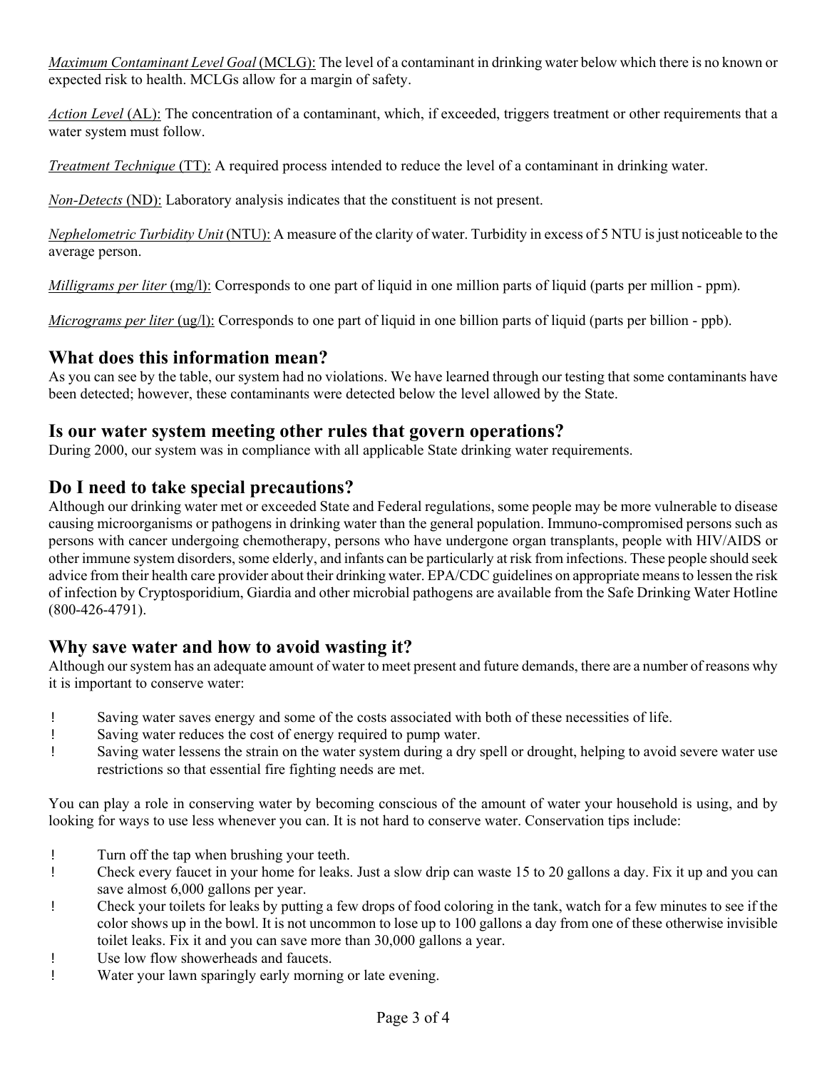*Maximum Contaminant Level Goal* (MCLG): The level of a contaminant in drinking water below which there is no known or expected risk to health. MCLGs allow for a margin of safety.

*Action Level* (AL): The concentration of a contaminant, which, if exceeded, triggers treatment or other requirements that a water system must follow.

*Treatment Technique* (TT): A required process intended to reduce the level of a contaminant in drinking water.

*Non-Detects* (ND): Laboratory analysis indicates that the constituent is not present.

*Nephelometric Turbidity Unit* (NTU): A measure of the clarity of water. Turbidity in excess of 5 NTU is just noticeable to the average person.

*Milligrams per liter* (mg/l): Corresponds to one part of liquid in one million parts of liquid (parts per million - ppm).

*Micrograms per liter* (ug/l): Corresponds to one part of liquid in one billion parts of liquid (parts per billion - ppb).

## What does this information mean?

As you can see by the table, our system had no violations. We have learned through our testing that some contaminants have been detected; however, these contaminants were detected below the level allowed by the State.

## Is our water system meeting other rules that govern operations?

During 2000, our system was in compliance with all applicable State drinking water requirements.

## Do I need to take special precautions?

Although our drinking water met or exceeded State and Federal regulations, some people may be more vulnerable to disease causing microorganisms or pathogens in drinking water than the general population. Immuno-compromised persons such as persons with cancer undergoing chemotherapy, persons who have undergone organ transplants, people with HIV/AIDS or other immune system disorders, some elderly, and infants can be particularly at risk from infections. These people should seek advice from their health care provider about their drinking water. EPA/CDC guidelines on appropriate means to lessen the risk of infection by Cryptosporidium, Giardia and other microbial pathogens are available from the Safe Drinking Water Hotline (800-426-4791).

## Why save water and how to avoid wasting it?

Although our system has an adequate amount of water to meet present and future demands, there are a number of reasons why it is important to conserve water:

- Saving water saves energy and some of the costs associated with both of these necessities of life.
- Saving water reduces the cost of energy required to pump water.
- Saving water lessens the strain on the water system during a dry spell or drought, helping to avoid severe water use restrictions so that essential fire fighting needs are met.

You can play a role in conserving water by becoming conscious of the amount of water your household is using, and by looking for ways to use less whenever you can. It is not hard to conserve water. Conservation tips include:

- Turn off the tap when brushing your teeth.
- Check every faucet in your home for leaks. Just a slow drip can waste 15 to 20 gallons a day. Fix it up and you can save almost 6,000 gallons per year.
- Check your toilets for leaks by putting a few drops of food coloring in the tank, watch for a few minutes to see if the color shows up in the bowl. It is not uncommon to lose up to 100 gallons a day from one of these otherwise invisible toilet leaks. Fix it and you can save more than 30,000 gallons a year.
- Use low flow showerheads and faucets.
- Water your lawn sparingly early morning or late evening.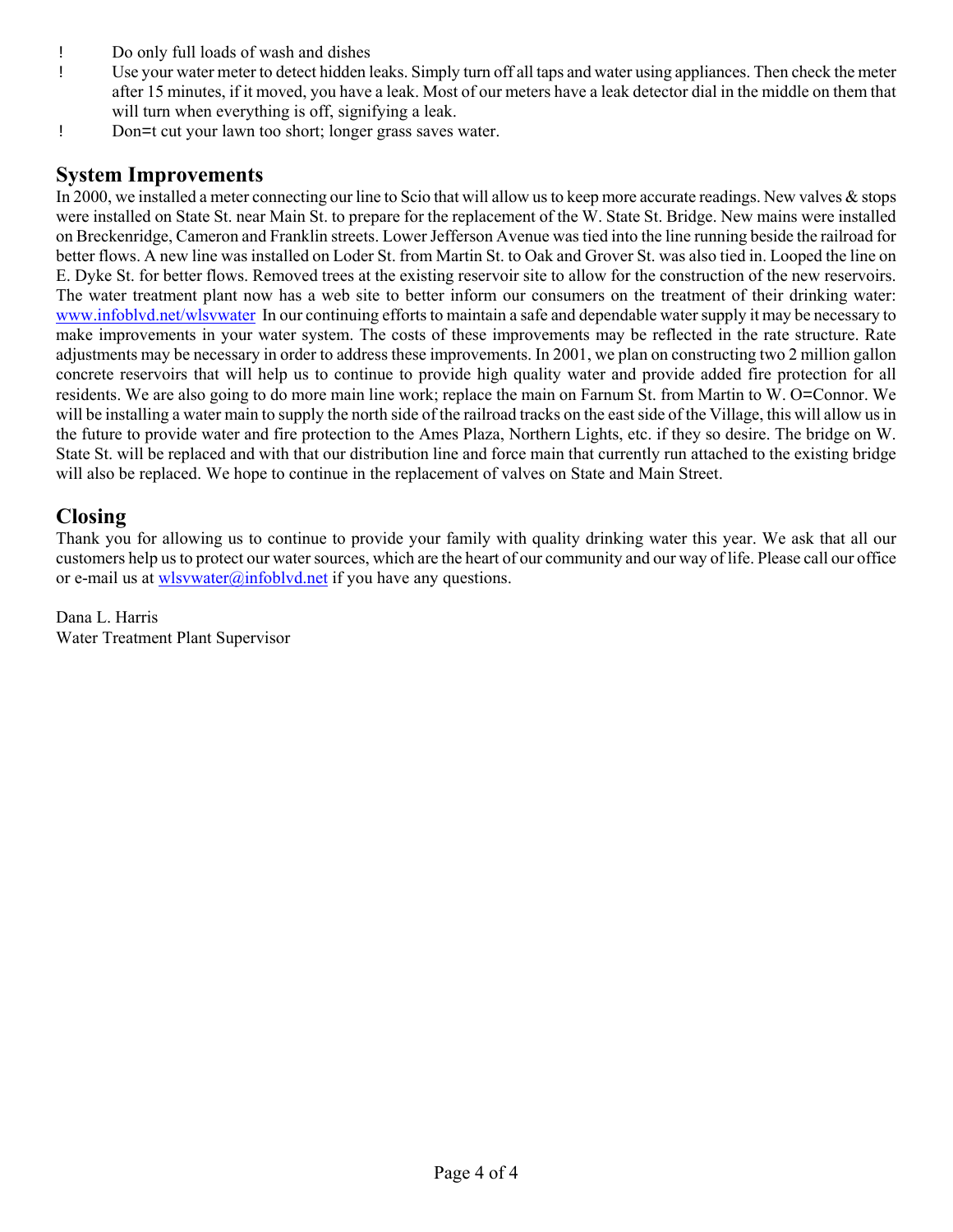- Do only full loads of wash and dishes
- Use your water meter to detect hidden leaks. Simply turn off all taps and water using appliances. Then check the meter after 15 minutes, if it moved, you have a leak. Most of our meters have a leak detector dial in the middle on them that will turn when everything is off, signifying a leak.
- Don=t cut your lawn too short; longer grass saves water.

## System Improvements

In 2000, we installed a meter connecting our line to Scio that will allow us to keep more accurate readings. New valves & stops were installed on State St. near Main St. to prepare for the replacement of the W. State St. Bridge. New mains were installed on Breckenridge, Cameron and Franklin streets. Lower Jefferson Avenue was tied into the line running beside the railroad for better flows. A new line was installed on Loder St. from Martin St. to Oak and Grover St. was also tied in. Looped the line on E. Dyke St. for better flows. Removed trees at the existing reservoir site to allow for the construction of the new reservoirs. The water treatment plant now has a web site to better inform our consumers on the treatment of their drinking water: www.infoblvd.net/wlsvwater In our continuing efforts to maintain a safe and dependable water supply it may be necessary to make improvements in your water system. The costs of these improvements may be reflected in the rate structure. Rate adjustments may be necessary in order to address these improvements. In 2001, we plan on constructing two 2 million gallon concrete reservoirs that will help us to continue to provide high quality water and provide added fire protection for all residents. We are also going to do more main line work; replace the main on Farnum St. from Martin to W. O=Connor. We will be installing a water main to supply the north side of the railroad tracks on the east side of the Village, this will allow us in the future to provide water and fire protection to the Ames Plaza, Northern Lights, etc. if they so desire. The bridge on W. State St. will be replaced and with that our distribution line and force main that currently run attached to the existing bridge will also be replaced. We hope to continue in the replacement of valves on State and Main Street.

## Closing

Thank you for allowing us to continue to provide your family with quality drinking water this year. We ask that all our customers help us to protect our water sources, which are the heart of our community and our way of life. Please call our office or e-mail us at wlsvwater@infoblvd.net if you have any questions.

Dana L. Harris
Water Treatment Plant Supervisor